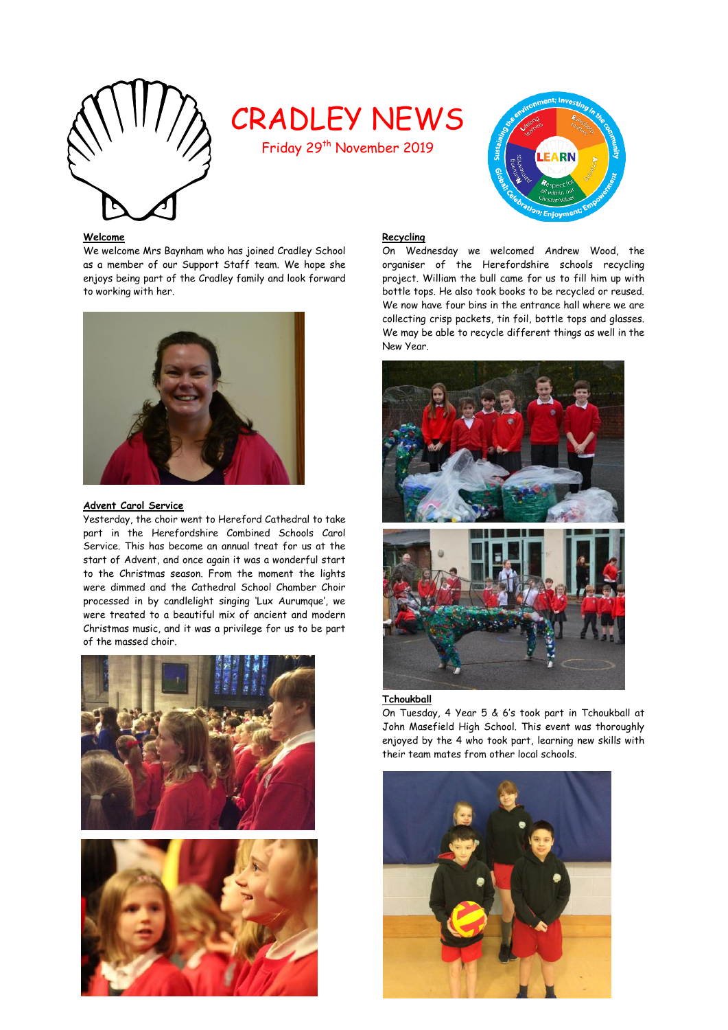# CRADLEY NEWS

Friday 29th November 2019

## Welcome

We welcome Mrs Baynham who has joined Cradley School as a member of our Support Staff team. We hope she enjoys being part of the Cradley family and look forward to working with her.

## Advent Carol Service

Yesterday, the choir went to Hereford Cathedral to take part in the Herefordshire Combined Schools Carol Service. This has become an annual treat for us at the start of Advent, and once again it was a wonderful start to the Christmas season. From the moment the lights were dimmed and the Cathedral School Chamber Choir processed in by candlelight singing 'Lux Aurumque', we were treated to a beautiful mix of ancient and modern Christmas music, and it was a privilege for us to be part of the massed choir.

## Recycling

On Wednesday we welcomed Andrew Wood, the organiser of the Herefordshire schools recycling project. William the bull came for us to fill him up with bottle tops. He also took books to be recycled or reused. We now have four bins in the entrance hall where we are collecting crisp packets, tin foil, bottle tops and glasses. We may be able to recycle different things as well in the New Year.

## Tchoukball

On Tuesday, 4 Year 5 & 6's took part in Tchoukball at John Masefield High School. This event was thoroughly enjoyed by the 4 who took part, learning new skills with their team mates from other local schools.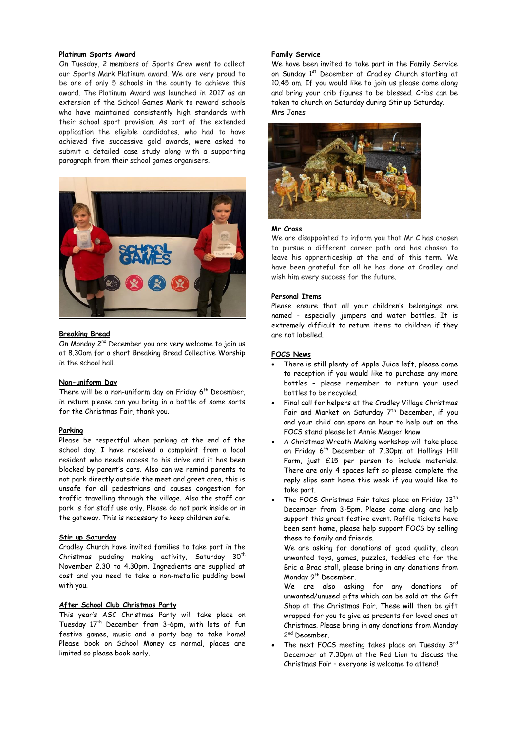### Platinum Sports Award

On Tuesday, 2 members of Sports Crew went to collect our Sports Mark Platinum award. We are very proud to be one of only 5 schools in the county to achieve this award. The Platinum Award was launched in 2017 as an extension of the School Games Mark to reward schools who have maintained consistently high standards with their school sport provision. As part of the extended application the eligible candidates, who had to have achieved five successive gold awards, were asked to submit a detailed case study along with a supporting paragraph from their school games organisers.

### Breaking Bread

On Monday 2nd December you are very welcome to join us at 8.30am for a short Breaking Bread Collective Worship in the school hall.

### Non-uniform Day

There will be a non-uniform day on Friday 6th December, in return please can you bring in a bottle of some sorts for the Christmas Fair, thank you.

### Parking

Please be respectful when parking at the end of the school day. I have received a complaint from a local resident who needs access to his drive and it has been blocked by parent's cars. Also can we remind parents to not park directly outside the meet and greet area, this is unsafe for all pedestrians and causes congestion for traffic travelling through the village. Also the staff car park is for staff use only. Please do not park inside or in the gateway. This is necessary to keep children safe.

### Stir up Saturday

Cradley Church have invited families to take part in the Christmas pudding making activity, Saturday 30th November 2.30 to 4.30pm. Ingredients are supplied at cost and you need to take a non-metallic pudding bowl with you.

### After School Club Christmas Party

This year's ASC Christmas Party will take place on Tuesday 17th December from 3-6pm, with lots of fun festive games, music and a party bag to take home! Please book on School Money as normal, places are limited so please book early.

### Family Service

We have been invited to take part in the Family Service on Sunday 1st December at Cradley Church starting at 10.45 am. If you would like to join us please come along and bring your crib figures to be blessed. Cribs can be taken to church on Saturday during Stir up Saturday.
Mrs Jones

### Mr Cross

We are disappointed to inform you that Mr C has chosen to pursue a different career path and has chosen to leave his apprenticeship at the end of this term. We have been grateful for all he has done at Cradley and wish him every success for the future.

### Personal Items

Please ensure that all your children's belongings are named - especially jumpers and water bottles. It is extremely difficult to return items to children if they are not labelled.

### FOCS News

- There is still plenty of Apple Juice left, please come to reception if you would like to purchase any more bottles – please remember to return your used bottles to be recycled.
- Final call for helpers at the Cradley Village Christmas Fair and Market on Saturday 7th December, if you and your child can spare an hour to help out on the FOCS stand please let Annie Meager know.
- A Christmas Wreath Making workshop will take place on Friday 6th December at 7.30pm at Hollings Hill Farm, just £15 per person to include materials. There are only 4 spaces left so please complete the reply slips sent home this week if you would like to take part.
- The FOCS Christmas Fair takes place on Friday 13th December from 3-5pm. Please come along and help support this great festive event. Raffle tickets have been sent home, please help support FOCS by selling these to family and friends.

  We are asking for donations of good quality, clean unwanted toys, games, puzzles, teddies etc for the Bric a Brac stall, please bring in any donations from Monday 9th December.

  We are also asking for any donations of unwanted/unused gifts which can be sold at the Gift Shop at the Christmas Fair. These will then be gift wrapped for you to give as presents for loved ones at Christmas. Please bring in any donations from Monday 2nd December.
- The next FOCS meeting takes place on Tuesday 3rd December at 7.30pm at the Red Lion to discuss the Christmas Fair – everyone is welcome to attend!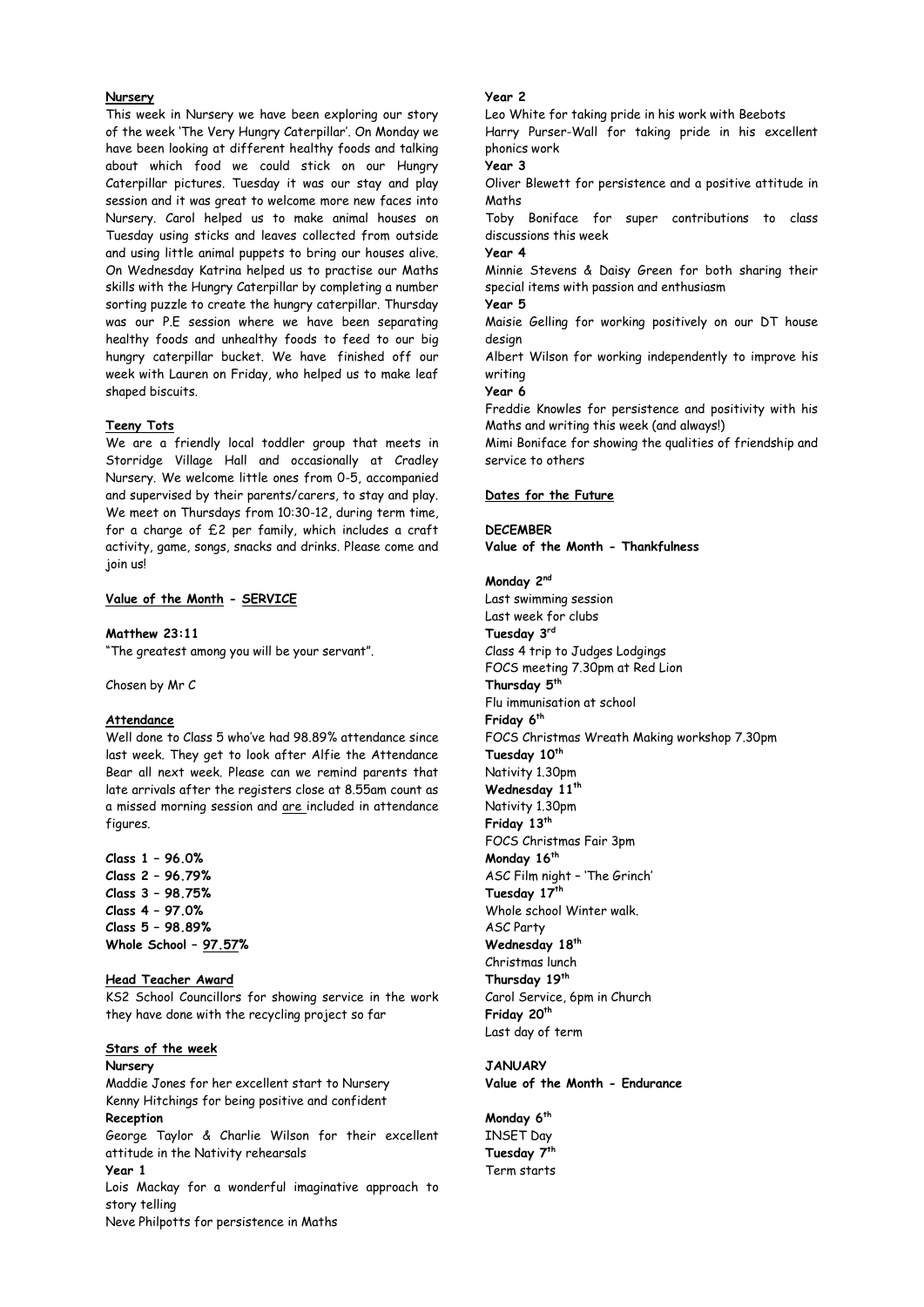## Nursery

This week in Nursery we have been exploring our story of the week 'The Very Hungry Caterpillar'. On Monday we have been looking at different healthy foods and talking about which food we could stick on our Hungry Caterpillar pictures. Tuesday it was our stay and play session and it was great to welcome more new faces into Nursery. Carol helped us to make animal houses on Tuesday using sticks and leaves collected from outside and using little animal puppets to bring our houses alive. On Wednesday Katrina helped us to practise our Maths skills with the Hungry Caterpillar by completing a number sorting puzzle to create the hungry caterpillar. Thursday was our P.E session where we have been separating healthy foods and unhealthy foods to feed to our big hungry caterpillar bucket. We have finished off our week with Lauren on Friday, who helped us to make leaf shaped biscuits.

## Teeny Tots

We are a friendly local toddler group that meets in Storridge Village Hall and occasionally at Cradley Nursery. We welcome little ones from 0-5, accompanied and supervised by their parents/carers, to stay and play. We meet on Thursdays from 10:30-12, during term time, for a charge of £2 per family, which includes a craft activity, game, songs, snacks and drinks. Please come and join us!

## Value of the Month - SERVICE

**Matthew 23:11**

"The greatest among you will be your servant".

Chosen by Mr C

## Attendance

Well done to Class 5 who've had 98.89% attendance since last week. They get to look after Alfie the Attendance Bear all next week. Please can we remind parents that late arrivals after the registers close at 8.55am count as a missed morning session and are included in attendance figures.

**Class 1 – 96.0%**
**Class 2 – 96.79%**
**Class 3 – 98.75%**
**Class 4 – 97.0%**
**Class 5 – 98.89%**
**Whole School – 97.57%**

## Head Teacher Award

KS2 School Councillors for showing service in the work they have done with the recycling project so far

## Stars of the week

**Nursery**

Maddie Jones for her excellent start to Nursery
Kenny Hitchings for being positive and confident

**Reception**

George Taylor & Charlie Wilson for their excellent attitude in the Nativity rehearsals

**Year 1**

Lois Mackay for a wonderful imaginative approach to story telling
Neve Philpotts for persistence in Maths

**Year 2**

Leo White for taking pride in his work with Beebots
Harry Purser-Wall for taking pride in his excellent phonics work

**Year 3**

Oliver Blewett for persistence and a positive attitude in Maths
Toby Boniface for super contributions to class discussions this week

**Year 4**

Minnie Stevens & Daisy Green for both sharing their special items with passion and enthusiasm

**Year 5**

Maisie Gelling for working positively on our DT house design
Albert Wilson for working independently to improve his writing

**Year 6**

Freddie Knowles for persistence and positivity with his Maths and writing this week (and always!)
Mimi Boniface for showing the qualities of friendship and service to others

## Dates for the Future

**DECEMBER**
**Value of the Month - Thankfulness**

**Monday 2nd**
Last swimming session
Last week for clubs
**Tuesday 3rd**
Class 4 trip to Judges Lodgings
FOCS meeting 7.30pm at Red Lion
**Thursday 5th**
Flu immunisation at school
**Friday 6th**
FOCS Christmas Wreath Making workshop 7.30pm
**Tuesday 10th**
Nativity 1.30pm
**Wednesday 11th**
Nativity 1.30pm
**Friday 13th**
FOCS Christmas Fair 3pm
**Monday 16th**
ASC Film night – 'The Grinch'
**Tuesday 17th**
Whole school Winter walk.
ASC Party
**Wednesday 18th**
Christmas lunch
**Thursday 19th**
Carol Service, 6pm in Church
**Friday 20th**
Last day of term

**JANUARY**
**Value of the Month - Endurance**

**Monday 6th**
INSET Day
**Tuesday 7th**
Term starts